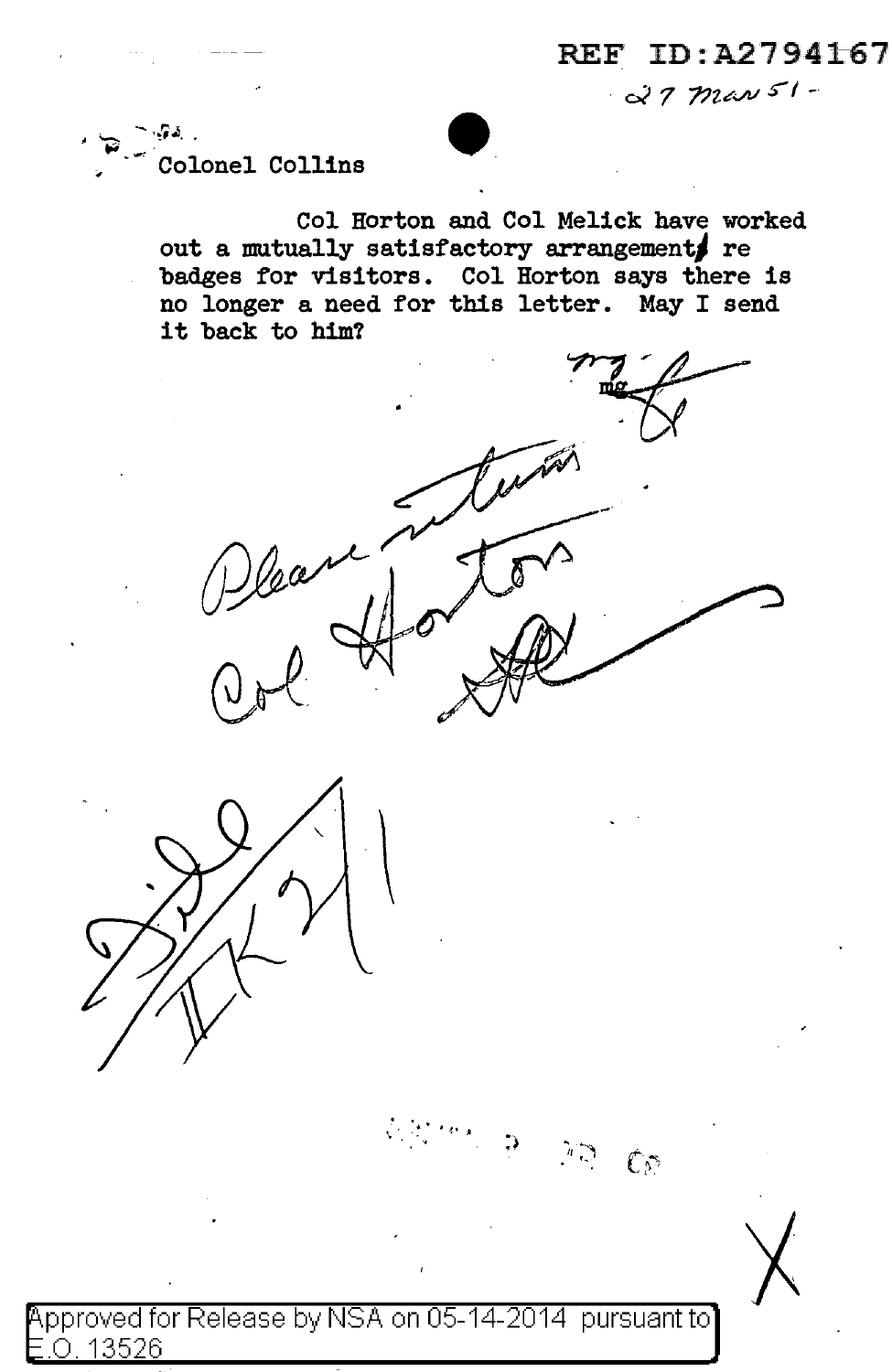REF ID:A2794167

27 Mar 51

Colonel Collins

Col Horton and Col Melick have worked out a mutually satisfactory arrangement re badges for visitors. Col Horton says there is no longer a need for this letter. May I send it back to him?

mg

Please return Col Horton

Approved for Release by NSA on 05-14-2014 pursuant to E.O. 13526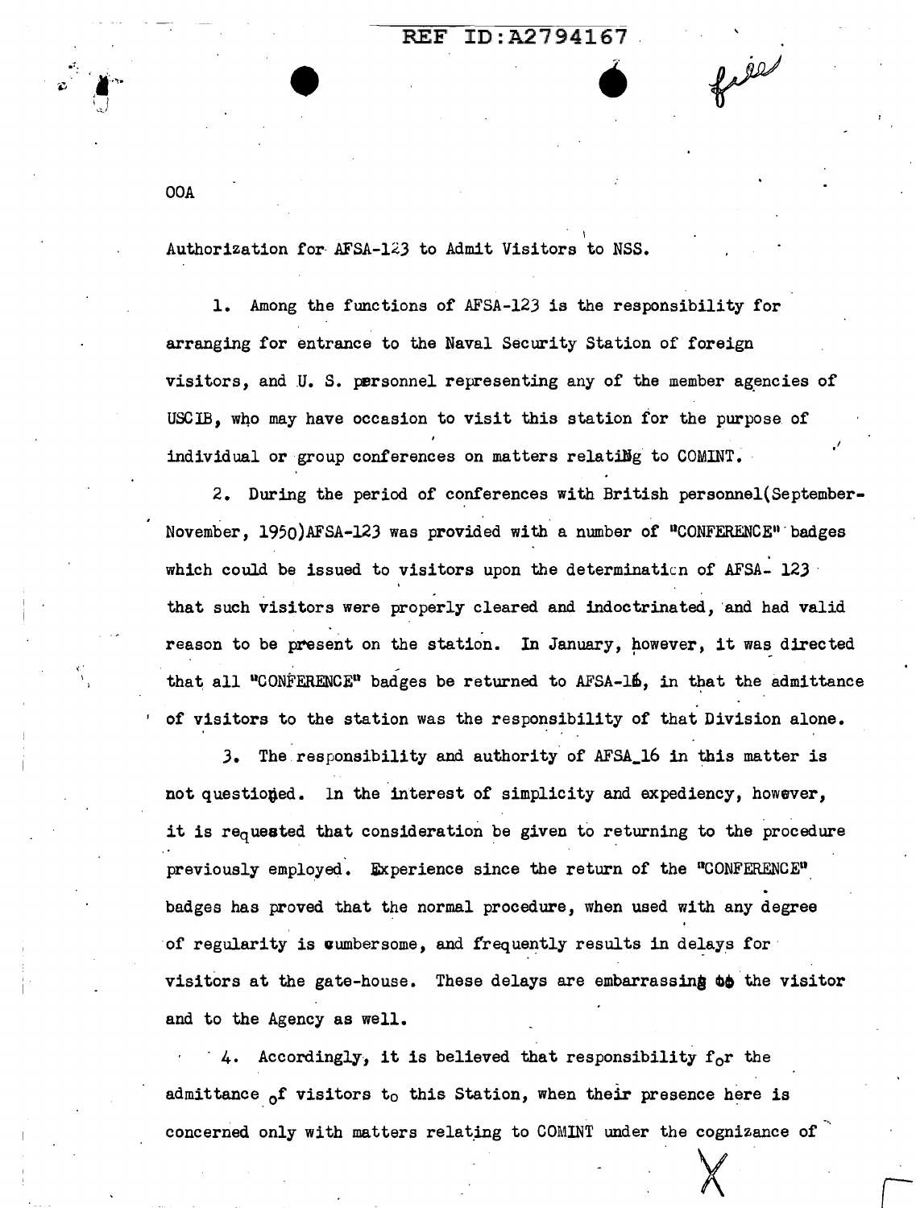OOA

Authorization for AFSA-123 to Admit Visitors to NSS.

1. Among the functions of AFSA-123 is the responsibility for arranging for entrance to the Naval Security Station of foreign visitors, and U. S. personnel representing any of the member agencies of USCIB, who may have occasion to visit this station for the purpose of individual or group conferences on matters relating to COMINT.

2. During the period of conferences with British personnel(September-November, 1950)AFSA-123 was provided with a number of "CONFERENCE" badges which could be issued to visitors upon the determination of AFSA- 123 that such visitors were properly cleared and indoctrinated, and had valid reason to be present on the station. In January, however, it was directed that all "CONFERENCE" badges be returned to AFSA-16, in that the admittance of visitors to the station was the responsibility of that Division alone.

3. The responsibility and authority of AFSA_16 in this matter is not questioned. In the interest of simplicity and expediency, however, it is requested that consideration be given to returning to the procedure previously employed. Experience since the return of the "CONFERENCE" badges has proved that the normal procedure, when used with any degree of regularity is cumbersome, and frequently results in delays for visitors at the gate-house. These delays are embarrassing to the visitor and to the Agency as well.

4. Accordingly, it is believed that responsibility for the admittance of visitors to this Station, when their presence here is concerned only with matters relating to COMINT under the cognizance of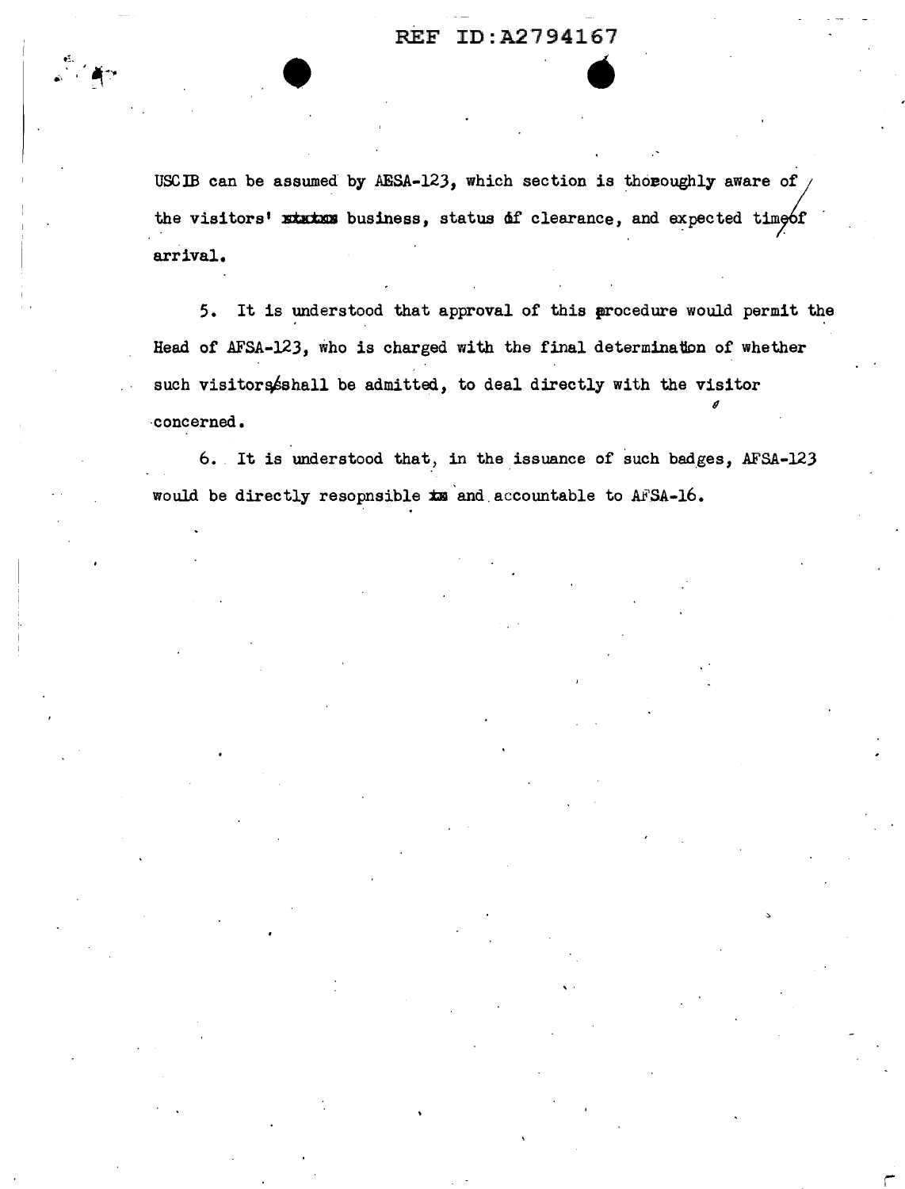USCIB can be assumed by AESA-123, which section is thoroughly aware of the visitors' xxxxxx business, status of clearance, and expected time of arrival.

5. It is understood that approval of this procedure would permit the Head of AFSA-123, who is charged with the final determination of whether such visitors shall be admitted, to deal directly with the visitor concerned.

6. It is understood that, in the issuance of such badges, AFSA-123 would be directly resopnsible xx and accountable to AFSA-16.